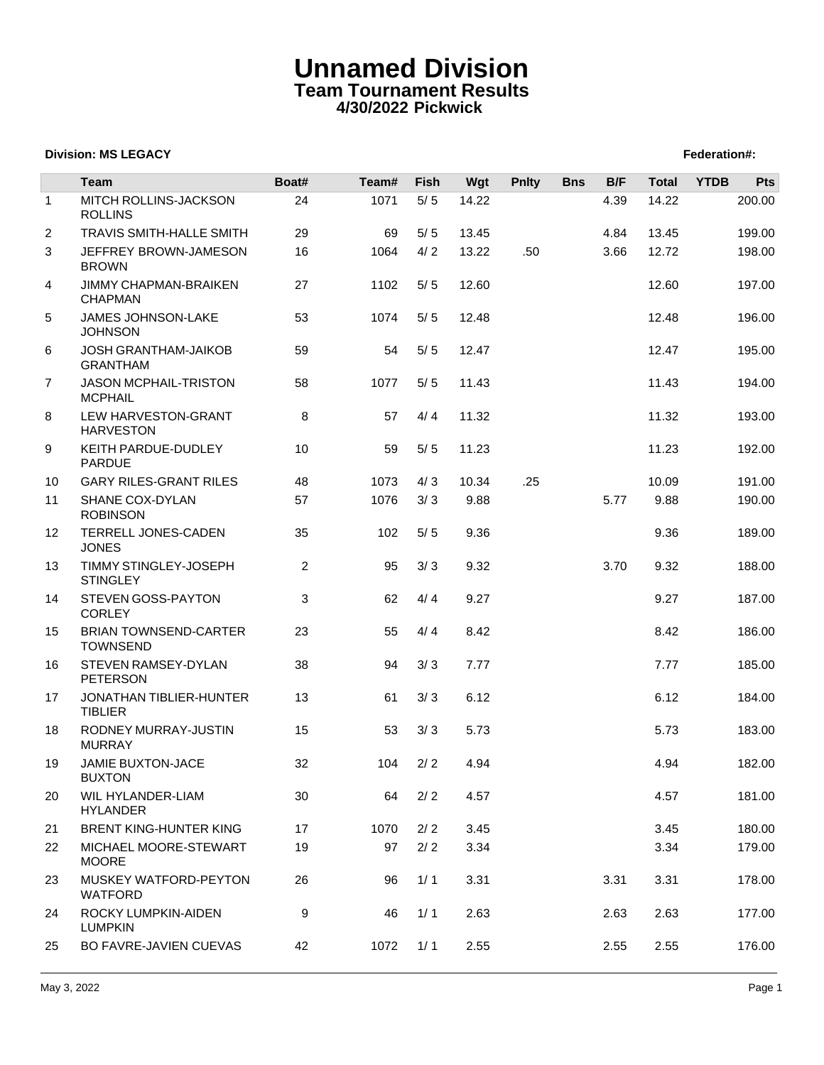# Unnamed Division
## Team Tournament Results
### 4/30/2022 Pickwick

**Division: MS LEGACY** **Federation#:**

| | Team | Boat# | Team# | Fish | Wgt | Pnlty | Bns | B/F | Total | YTDB | Pts |
|---|---|---|---|---|---|---|---|---|---|---|---|
| 1 | MITCH ROLLINS-JACKSON ROLLINS | 24 | 1071 | 5/ 5 | 14.22 | | | 4.39 | 14.22 | | 200.00 |
| 2 | TRAVIS SMITH-HALLE SMITH | 29 | 69 | 5/ 5 | 13.45 | | | 4.84 | 13.45 | | 199.00 |
| 3 | JEFFREY BROWN-JAMESON BROWN | 16 | 1064 | 4/ 2 | 13.22 | .50 | | 3.66 | 12.72 | | 198.00 |
| 4 | JIMMY CHAPMAN-BRAIKEN CHAPMAN | 27 | 1102 | 5/ 5 | 12.60 | | | | 12.60 | | 197.00 |
| 5 | JAMES JOHNSON-LAKE JOHNSON | 53 | 1074 | 5/ 5 | 12.48 | | | | 12.48 | | 196.00 |
| 6 | JOSH GRANTHAM-JAIKOB GRANTHAM | 59 | 54 | 5/ 5 | 12.47 | | | | 12.47 | | 195.00 |
| 7 | JASON MCPHAIL-TRISTON MCPHAIL | 58 | 1077 | 5/ 5 | 11.43 | | | | 11.43 | | 194.00 |
| 8 | LEW HARVESTON-GRANT HARVESTON | 8 | 57 | 4/ 4 | 11.32 | | | | 11.32 | | 193.00 |
| 9 | KEITH PARDUE-DUDLEY PARDUE | 10 | 59 | 5/ 5 | 11.23 | | | | 11.23 | | 192.00 |
| 10 | GARY RILES-GRANT RILES | 48 | 1073 | 4/ 3 | 10.34 | .25 | | | 10.09 | | 191.00 |
| 11 | SHANE COX-DYLAN ROBINSON | 57 | 1076 | 3/ 3 | 9.88 | | | 5.77 | 9.88 | | 190.00 |
| 12 | TERRELL JONES-CADEN JONES | 35 | 102 | 5/ 5 | 9.36 | | | | 9.36 | | 189.00 |
| 13 | TIMMY STINGLEY-JOSEPH STINGLEY | 2 | 95 | 3/ 3 | 9.32 | | | 3.70 | 9.32 | | 188.00 |
| 14 | STEVEN GOSS-PAYTON CORLEY | 3 | 62 | 4/ 4 | 9.27 | | | | 9.27 | | 187.00 |
| 15 | BRIAN TOWNSEND-CARTER TOWNSEND | 23 | 55 | 4/ 4 | 8.42 | | | | 8.42 | | 186.00 |
| 16 | STEVEN RAMSEY-DYLAN PETERSON | 38 | 94 | 3/ 3 | 7.77 | | | | 7.77 | | 185.00 |
| 17 | JONATHAN TIBLIER-HUNTER TIBLIER | 13 | 61 | 3/ 3 | 6.12 | | | | 6.12 | | 184.00 |
| 18 | RODNEY MURRAY-JUSTIN MURRAY | 15 | 53 | 3/ 3 | 5.73 | | | | 5.73 | | 183.00 |
| 19 | JAMIE BUXTON-JACE BUXTON | 32 | 104 | 2/ 2 | 4.94 | | | | 4.94 | | 182.00 |
| 20 | WIL HYLANDER-LIAM HYLANDER | 30 | 64 | 2/ 2 | 4.57 | | | | 4.57 | | 181.00 |
| 21 | BRENT KING-HUNTER KING | 17 | 1070 | 2/ 2 | 3.45 | | | | 3.45 | | 180.00 |
| 22 | MICHAEL MOORE-STEWART MOORE | 19 | 97 | 2/ 2 | 3.34 | | | | 3.34 | | 179.00 |
| 23 | MUSKEY WATFORD-PEYTON WATFORD | 26 | 96 | 1/ 1 | 3.31 | | | 3.31 | 3.31 | | 178.00 |
| 24 | ROCKY LUMPKIN-AIDEN LUMPKIN | 9 | 46 | 1/ 1 | 2.63 | | | 2.63 | 2.63 | | 177.00 |
| 25 | BO FAVRE-JAVIEN CUEVAS | 42 | 1072 | 1/ 1 | 2.55 | | | 2.55 | 2.55 | | 176.00 |

May 3, 2022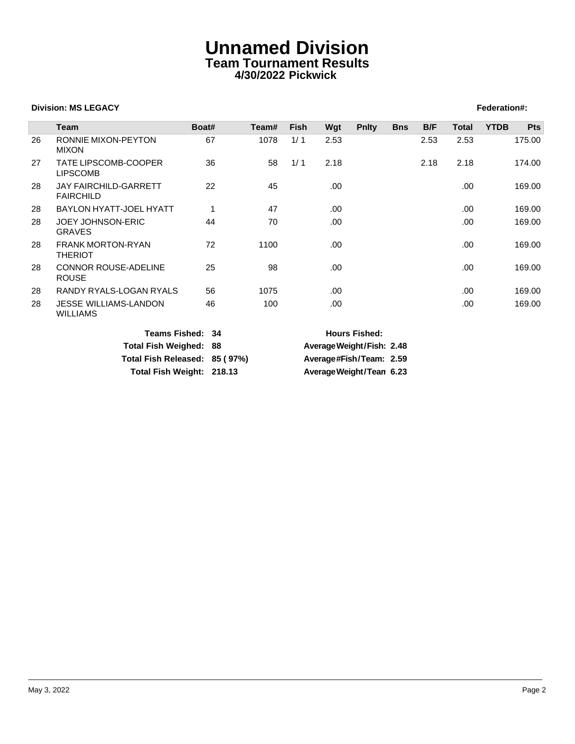# Unnamed Division
## Team Tournament Results
### 4/30/2022 Pickwick

**Division: MS LEGACY** **Federation#:**

| | Team | Boat# | Team# | Fish | Wgt | Pnlty | Bns | B/F | Total | YTDB | Pts |
|---|---|---|---|---|---|---|---|---|---|---|---|
| 26 | RONNIE MIXON-PEYTON MIXON | 67 | 1078 | 1/ 1 | 2.53 | | | 2.53 | 2.53 | | 175.00 |
| 27 | TATE LIPSCOMB-COOPER LIPSCOMB | 36 | 58 | 1/ 1 | 2.18 | | | 2.18 | 2.18 | | 174.00 |
| 28 | JAY FAIRCHILD-GARRETT FAIRCHILD | 22 | 45 | | .00 | | | | .00 | | 169.00 |
| 28 | BAYLON HYATT-JOEL HYATT | 1 | 47 | | .00 | | | | .00 | | 169.00 |
| 28 | JOEY JOHNSON-ERIC GRAVES | 44 | 70 | | .00 | | | | .00 | | 169.00 |
| 28 | FRANK MORTON-RYAN THERIOT | 72 | 1100 | | .00 | | | | .00 | | 169.00 |
| 28 | CONNOR ROUSE-ADELINE ROUSE | 25 | 98 | | .00 | | | | .00 | | 169.00 |
| 28 | RANDY RYALS-LOGAN RYALS | 56 | 1075 | | .00 | | | | .00 | | 169.00 |
| 28 | JESSE WILLIAMS-LANDON WILLIAMS | 46 | 100 | | .00 | | | | .00 | | 169.00 |

**Teams Fished:** 34
**Total Fish Weighed:** 88
**Total Fish Released:** 85 ( 97%)
**Total Fish Weight:** 218.13

**Hours Fished:**
**Average Weight/Fish:** 2.48
**Average#Fish/Team:** 2.59
**Average Weight/Tean** 6.23

May 3, 2022